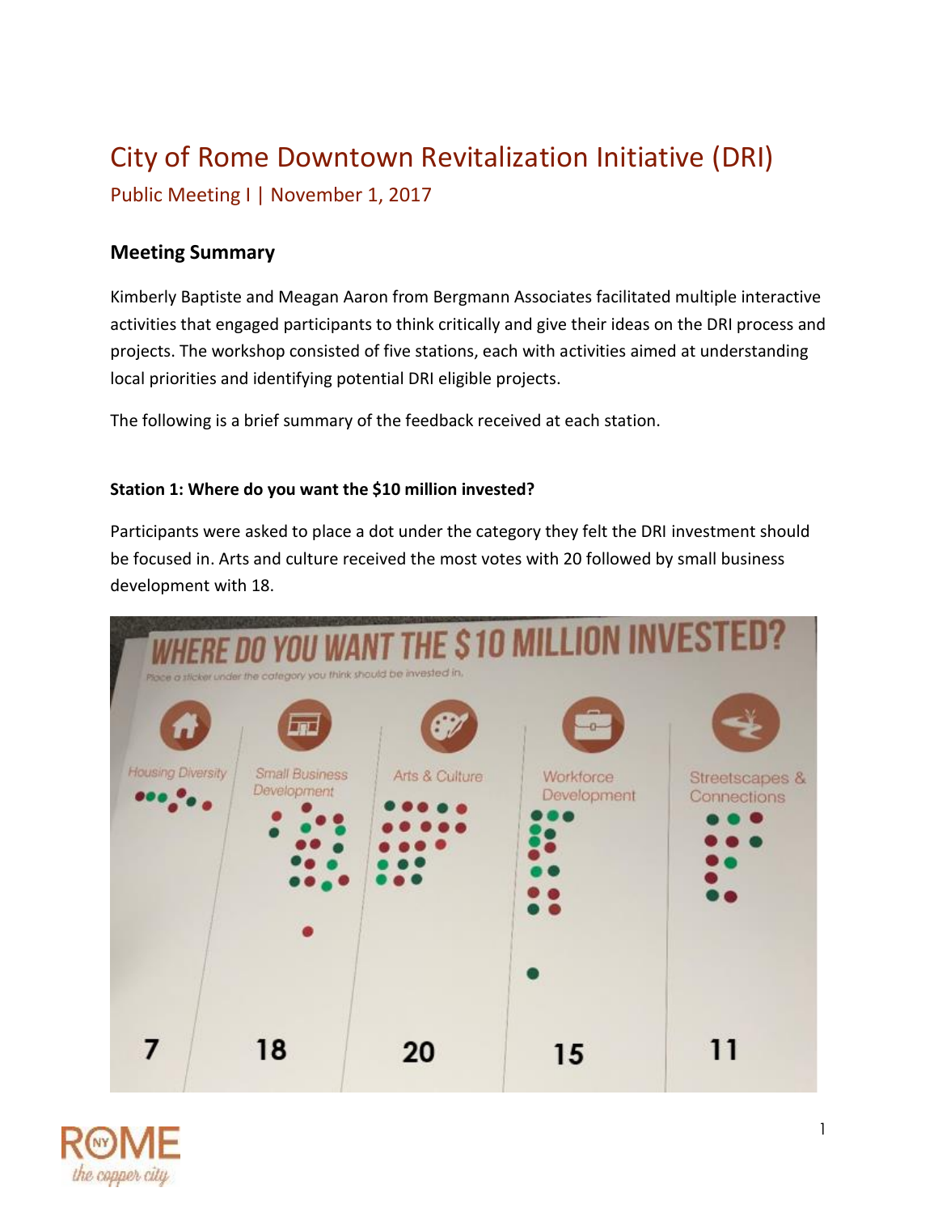# City of Rome Downtown Revitalization Initiative (DRI)

## Public Meeting I | November 1, 2017

### Meeting Summary

Kimberly Baptiste and Meagan Aaron from Bergmann Associates facilitated multiple interactive activities that engaged participants to think critically and give their ideas on the DRI process and projects. The workshop consisted of five stations, each with activities aimed at understanding local priorities and identifying potential DRI eligible projects.

The following is a brief summary of the feedback received at each station.

**Station 1: Where do you want the $10 million invested?**

Participants were asked to place a dot under the category they felt the DRI investment should be focused in. Arts and culture received the most votes with 20 followed by small business development with 18.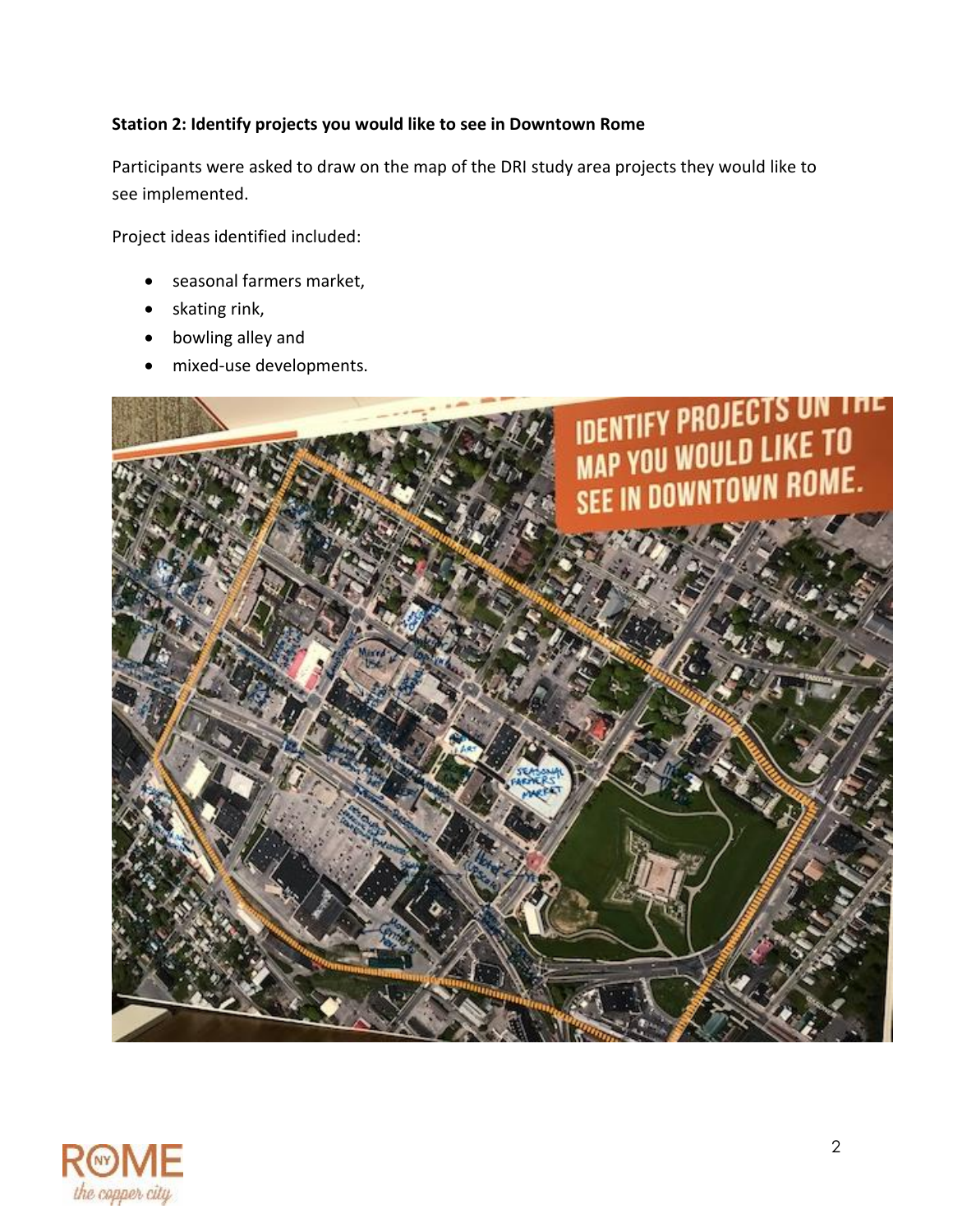**Station 2: Identify projects you would like to see in Downtown Rome**

Participants were asked to draw on the map of the DRI study area projects they would like to see implemented.

Project ideas identified included:

- seasonal farmers market,
- skating rink,
- bowling alley and
- mixed-use developments.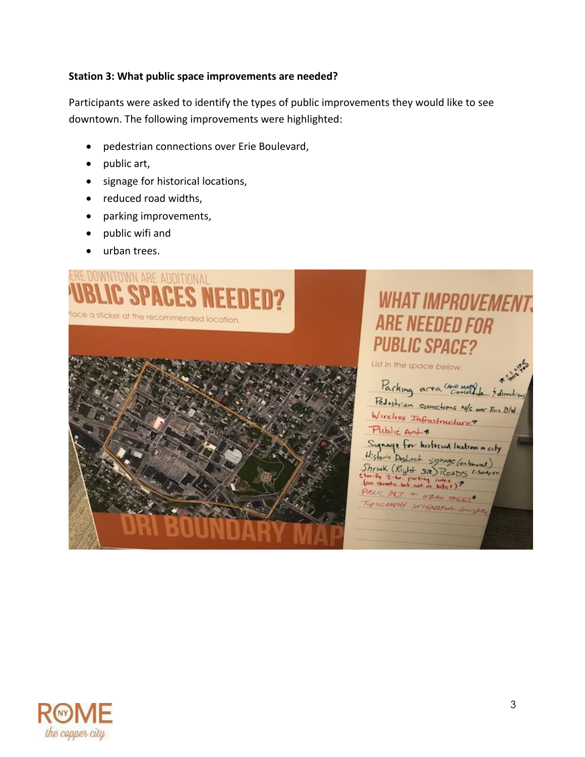**Station 3: What public space improvements are needed?**

Participants were asked to identify the types of public improvements they would like to see downtown. The following improvements were highlighted:

- pedestrian connections over Erie Boulevard,
- public art,
- signage for historical locations,
- reduced road widths,
- parking improvements,
- public wifi and
- urban trees.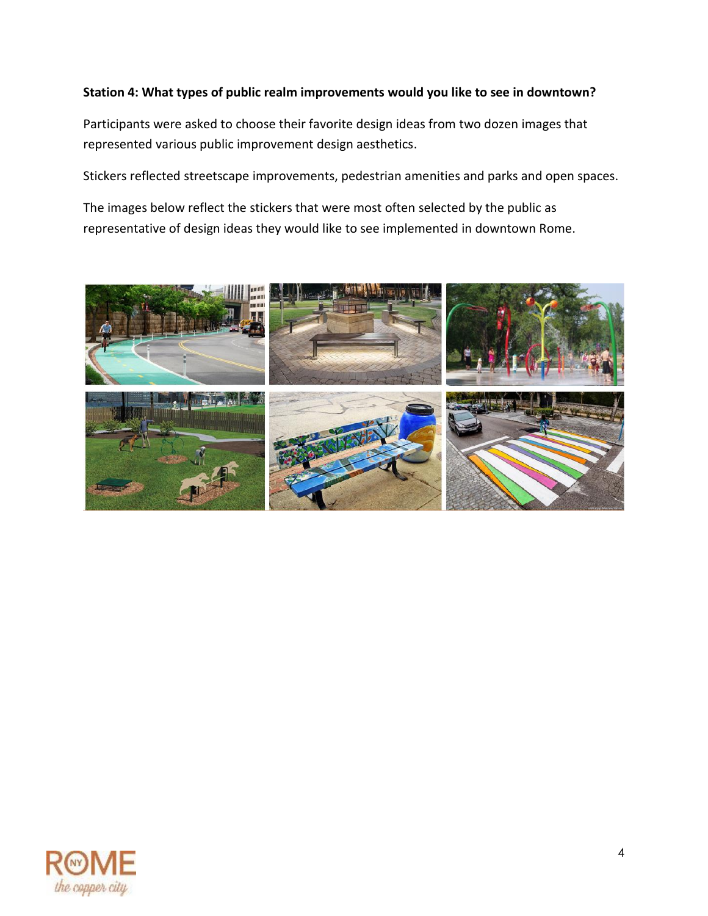**Station 4: What types of public realm improvements would you like to see in downtown?**

Participants were asked to choose their favorite design ideas from two dozen images that represented various public improvement design aesthetics.

Stickers reflected streetscape improvements, pedestrian amenities and parks and open spaces.

The images below reflect the stickers that were most often selected by the public as representative of design ideas they would like to see implemented in downtown Rome.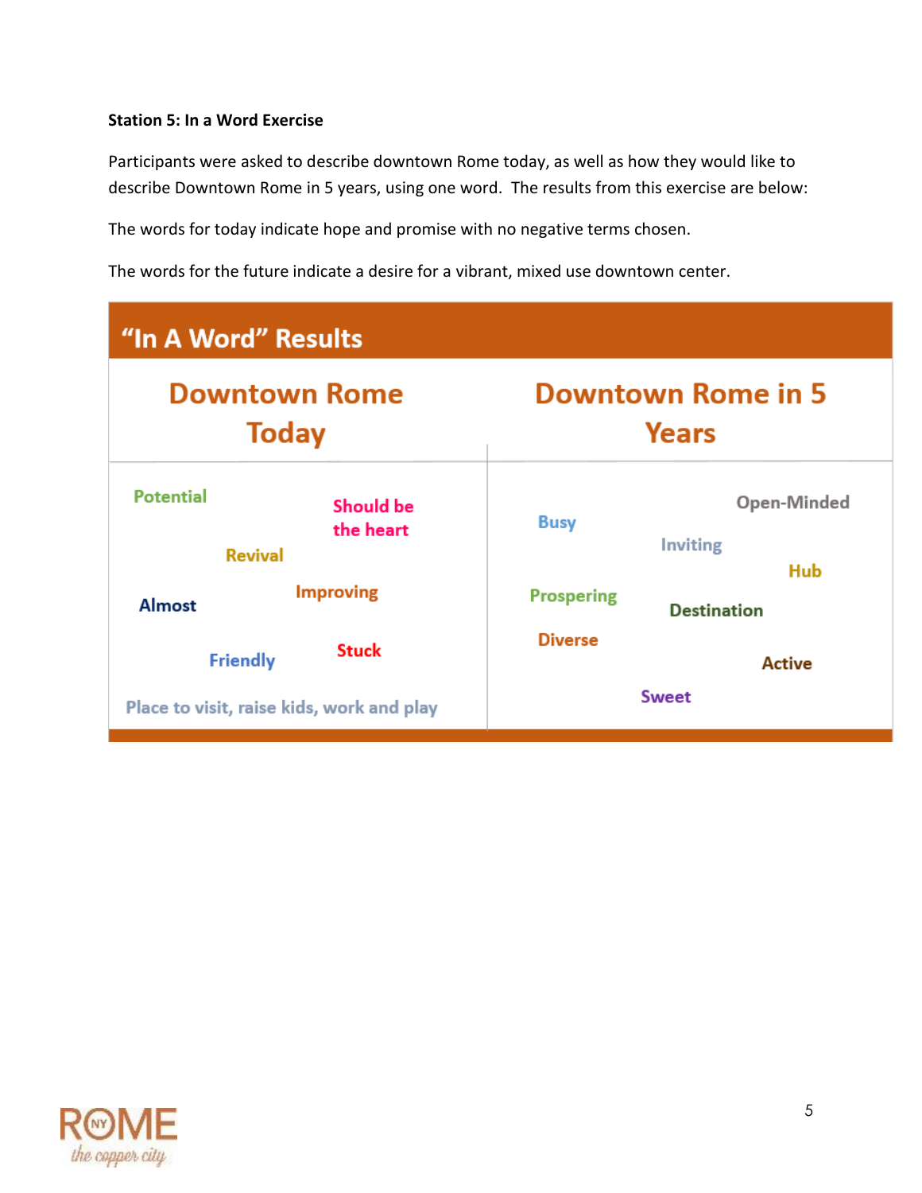**Station 5: In a Word Exercise**

Participants were asked to describe downtown Rome today, as well as how they would like to describe Downtown Rome in 5 years, using one word. The results from this exercise are below:

The words for today indicate hope and promise with no negative terms chosen.

The words for the future indicate a desire for a vibrant, mixed use downtown center.

## "In A Word" Results

### Downtown Rome Today

Potential

Should be the heart

Revival

Improving

Almost

Friendly

Stuck

Place to visit, raise kids, work and play

### Downtown Rome in 5 Years

Open-Minded

Busy

Inviting

Hub

Prospering

Destination

Diverse

Active

Sweet